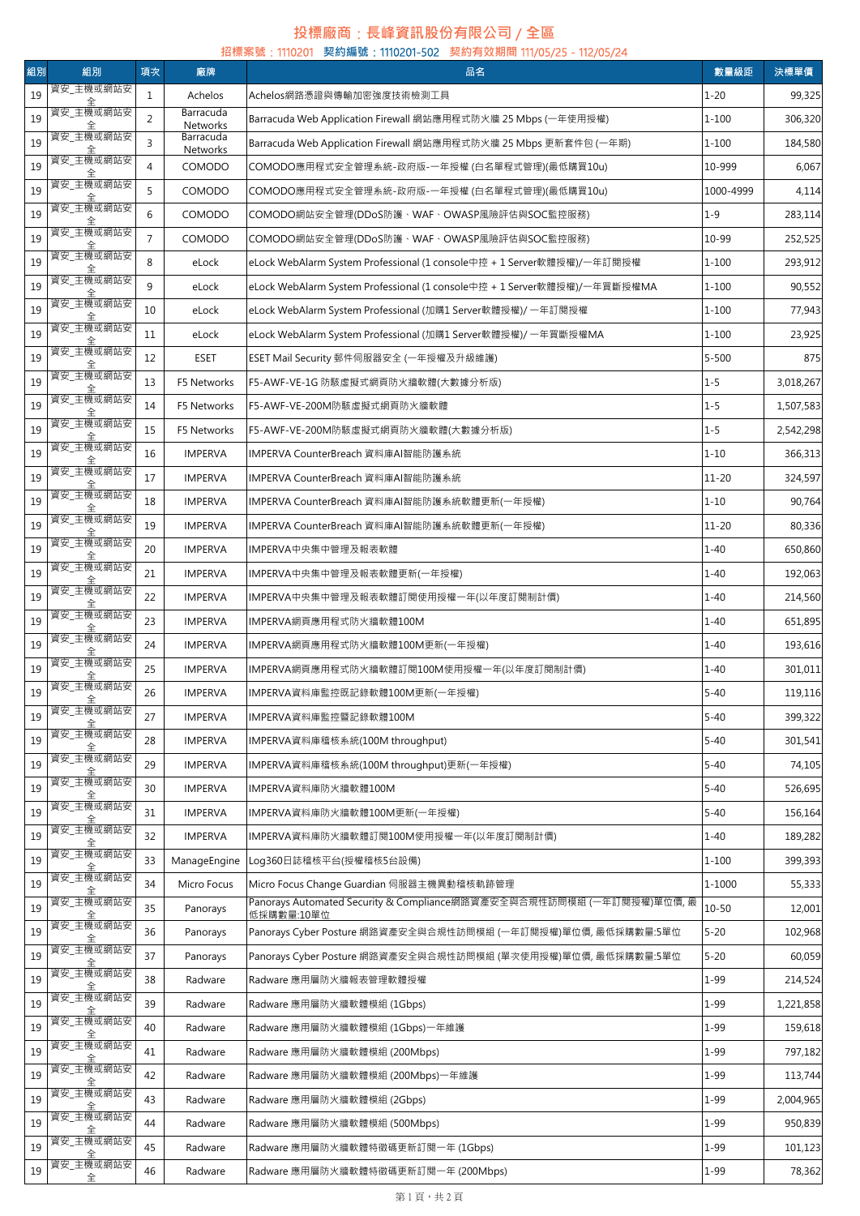# 投標廠商：長峰資訊股份有限公司 / 全區

## 招標案號：1110201　契約編號：1110201-502　契約有效期間 111/05/25 - 112/05/24

| 組別 | 組別 | 項次 | 廠牌 | 品名 | 數量級距 | 決標單價 |
|---|---|---|---|---|---|---|
| 19 | 資安_主機或網站安全 | 1 | Achelos | Achelos網路憑證與傳輸加密強度技術檢測工具 | 1-20 | 99,325 |
| 19 | 資安_主機或網站安全 | 2 | Barracuda Networks | Barracuda Web Application Firewall 網站應用程式防火牆 25 Mbps (一年使用授權) | 1-100 | 306,320 |
| 19 | 資安_主機或網站安全 | 3 | Barracuda Networks | Barracuda Web Application Firewall 網站應用程式防火牆 25 Mbps 更新套件包 (一年期) | 1-100 | 184,580 |
| 19 | 資安_主機或網站安全 | 4 | COMODO | COMODO應用程式安全管理系統-政府版-一年授權 (白名單程式管理)(最低購買10u) | 10-999 | 6,067 |
| 19 | 資安_主機或網站安全 | 5 | COMODO | COMODO應用程式安全管理系統-政府版-一年授權 (白名單程式管理)(最低購買10u) | 1000-4999 | 4,114 |
| 19 | 資安_主機或網站安全 | 6 | COMODO | COMODO網站安全管理(DDoS防護、WAF、OWASP風險評估與SOC監控服務) | 1-9 | 283,114 |
| 19 | 資安_主機或網站安全 | 7 | COMODO | COMODO網站安全管理(DDoS防護、WAF、OWASP風險評估與SOC監控服務) | 10-99 | 252,525 |
| 19 | 資安_主機或網站安全 | 8 | eLock | eLock WebAlarm System Professional (1 console中控 + 1 Server軟體授權)/一年訂閱授權 | 1-100 | 293,912 |
| 19 | 資安_主機或網站安全 | 9 | eLock | eLock WebAlarm System Professional (1 console中控 + 1 Server軟體授權)/一年買斷授權MA | 1-100 | 90,552 |
| 19 | 資安_主機或網站安全 | 10 | eLock | eLock WebAlarm System Professional (加購1 Server軟體授權)/ 一年訂閱授權 | 1-100 | 77,943 |
| 19 | 資安_主機或網站安全 | 11 | eLock | eLock WebAlarm System Professional (加購1 Server軟體授權)/ 一年買斷授權MA | 1-100 | 23,925 |
| 19 | 資安_主機或網站安全 | 12 | ESET | ESET Mail Security 郵件伺服器安全 (一年授權及升級維護) | 5-500 | 875 |
| 19 | 資安_主機或網站安全 | 13 | F5 Networks | F5-AWF-VE-1G 防駭虛擬式網頁防火牆軟體(大數據分析版) | 1-5 | 3,018,267 |
| 19 | 資安_主機或網站安全 | 14 | F5 Networks | F5-AWF-VE-200M防駭虛擬式網頁防火牆軟體 | 1-5 | 1,507,583 |
| 19 | 資安_主機或網站安全 | 15 | F5 Networks | F5-AWF-VE-200M防駭虛擬式網頁防火牆軟體(大數據分析版) | 1-5 | 2,542,298 |
| 19 | 資安_主機或網站安全 | 16 | IMPERVA | IMPERVA CounterBreach 資料庫AI智能防護系統 | 1-10 | 366,313 |
| 19 | 資安_主機或網站安全 | 17 | IMPERVA | IMPERVA CounterBreach 資料庫AI智能防護系統 | 11-20 | 324,597 |
| 19 | 資安_主機或網站安全 | 18 | IMPERVA | IMPERVA CounterBreach 資料庫AI智能防護系統軟體更新(一年授權) | 1-10 | 90,764 |
| 19 | 資安_主機或網站安全 | 19 | IMPERVA | IMPERVA CounterBreach 資料庫AI智能防護系統軟體更新(一年授權) | 11-20 | 80,336 |
| 19 | 資安_主機或網站安全 | 20 | IMPERVA | IMPERVA中央集中管理及報表軟體 | 1-40 | 650,860 |
| 19 | 資安_主機或網站安全 | 21 | IMPERVA | IMPERVA中央集中管理及報表軟體更新(一年授權) | 1-40 | 192,063 |
| 19 | 資安_主機或網站安全 | 22 | IMPERVA | IMPERVA中央集中管理及報表軟體訂閱使用授權一年(以年度訂閱制計價) | 1-40 | 214,560 |
| 19 | 資安_主機或網站安全 | 23 | IMPERVA | IMPERVA網頁應用程式防火牆軟體100M | 1-40 | 651,895 |
| 19 | 資安_主機或網站安全 | 24 | IMPERVA | IMPERVA網頁應用程式防火牆軟體100M更新(一年授權) | 1-40 | 193,616 |
| 19 | 資安_主機或網站安全 | 25 | IMPERVA | IMPERVA網頁應用程式防火牆軟體訂閱100M使用授權一年(以年度訂閱制計價) | 1-40 | 301,011 |
| 19 | 資安_主機或網站安全 | 26 | IMPERVA | IMPERVA資料庫監控既記錄軟體100M更新(一年授權) | 5-40 | 119,116 |
| 19 | 資安_主機或網站安全 | 27 | IMPERVA | IMPERVA資料庫監控暨記錄軟體100M | 5-40 | 399,322 |
| 19 | 資安_主機或網站安全 | 28 | IMPERVA | IMPERVA資料庫稽核系統(100M throughput) | 5-40 | 301,541 |
| 19 | 資安_主機或網站安全 | 29 | IMPERVA | IMPERVA資料庫稽核系統(100M throughput)更新(一年授權) | 5-40 | 74,105 |
| 19 | 資安_主機或網站安全 | 30 | IMPERVA | IMPERVA資料庫防火牆軟體100M | 5-40 | 526,695 |
| 19 | 資安_主機或網站安全 | 31 | IMPERVA | IMPERVA資料庫防火牆軟體100M更新(一年授權) | 5-40 | 156,164 |
| 19 | 資安_主機或網站安全 | 32 | IMPERVA | IMPERVA資料庫防火牆軟體訂閱100M使用授權一年(以年度訂閱制計價) | 1-40 | 189,282 |
| 19 | 資安_主機或網站安全 | 33 | ManageEngine | Log360日誌稽核平台(授權稽核5台設備) | 1-100 | 399,393 |
| 19 | 資安_主機或網站安全 | 34 | Micro Focus | Micro Focus Change Guardian 伺服器主機異動稽核軌跡管理 | 1-1000 | 55,333 |
| 19 | 資安_主機或網站安全 | 35 | Panorays | Panorays Automated Security & Compliance網路資產安全與合規性訪問模組 (一年訂閱授權)單位價, 最低採購數量:10單位 | 10-50 | 12,001 |
| 19 | 資安_主機或網站安全 | 36 | Panorays | Panorays Cyber Posture 網路資產安全與合規性訪問模組 (一年訂閱授權)單位價, 最低採購數量:5單位 | 5-20 | 102,968 |
| 19 | 資安_主機或網站安全 | 37 | Panorays | Panorays Cyber Posture 網路資產安全與合規性訪問模組 (單次使用授權)單位價, 最低採購數量:5單位 | 5-20 | 60,059 |
| 19 | 資安_主機或網站安全 | 38 | Radware | Radware 應用層防火牆報表管理軟體授權 | 1-99 | 214,524 |
| 19 | 資安_主機或網站安全 | 39 | Radware | Radware 應用層防火牆軟體模組 (1Gbps) | 1-99 | 1,221,858 |
| 19 | 資安_主機或網站安全 | 40 | Radware | Radware 應用層防火牆軟體模組 (1Gbps)一年維護 | 1-99 | 159,618 |
| 19 | 資安_主機或網站安全 | 41 | Radware | Radware 應用層防火牆軟體模組 (200Mbps) | 1-99 | 797,182 |
| 19 | 資安_主機或網站安全 | 42 | Radware | Radware 應用層防火牆軟體模組 (200Mbps)一年維護 | 1-99 | 113,744 |
| 19 | 資安_主機或網站安全 | 43 | Radware | Radware 應用層防火牆軟體模組 (2Gbps) | 1-99 | 2,004,965 |
| 19 | 資安_主機或網站安全 | 44 | Radware | Radware 應用層防火牆軟體模組 (500Mbps) | 1-99 | 950,839 |
| 19 | 資安_主機或網站安全 | 45 | Radware | Radware 應用層防火牆軟體特徵碼更新訂閱一年 (1Gbps) | 1-99 | 101,123 |
| 19 | 資安_主機或網站安全 | 46 | Radware | Radware 應用層防火牆軟體特徵碼更新訂閱一年 (200Mbps) | 1-99 | 78,362 |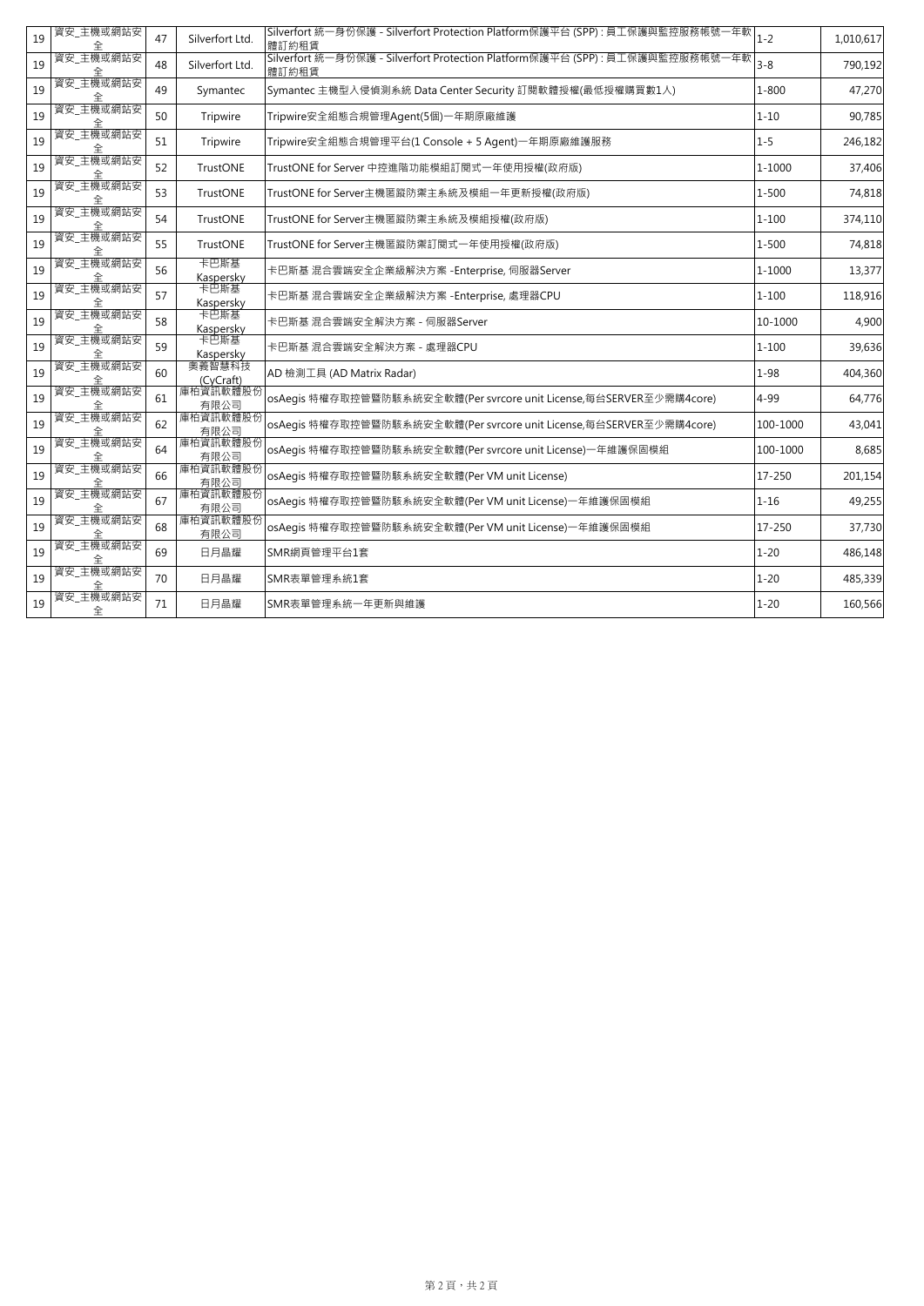| | | | | | | |
|---|---|---|---|---|---|---|
| 19 | 資安_主機或網站安全 | 47 | Silverfort Ltd. | Silverfort 統一身份保護 - Silverfort Protection Platform保護平台 (SPP) : 員工保護與監控服務帳號一年軟體訂約租賃 | 1-2 | 1,010,617 |
| 19 | 資安_主機或網站安全 | 48 | Silverfort Ltd. | Silverfort 統一身份保護 - Silverfort Protection Platform保護平台 (SPP) : 員工保護與監控服務帳號一年軟體訂約租賃 | 3-8 | 790,192 |
| 19 | 資安_主機或網站安全 | 49 | Symantec | Symantec 主機型入侵偵測系統 Data Center Security 訂閱軟體授權(最低授權購買數1人) | 1-800 | 47,270 |
| 19 | 資安_主機或網站安全 | 50 | Tripwire | Tripwire安全組態合規管理Agent(5個)一年期原廠維護 | 1-10 | 90,785 |
| 19 | 資安_主機或網站安全 | 51 | Tripwire | Tripwire安全組態合規管理平台(1 Console + 5 Agent)一年期原廠維護服務 | 1-5 | 246,182 |
| 19 | 資安_主機或網站安全 | 52 | TrustONE | TrustONE for Server 中控進階功能模組訂閱式一年使用授權(政府版) | 1-1000 | 37,406 |
| 19 | 資安_主機或網站安全 | 53 | TrustONE | TrustONE for Server主機匿蹤防禦主系統及模組一年更新授權(政府版) | 1-500 | 74,818 |
| 19 | 資安_主機或網站安全 | 54 | TrustONE | TrustONE for Server主機匿蹤防禦主系統及模組授權(政府版) | 1-100 | 374,110 |
| 19 | 資安_主機或網站安全 | 55 | TrustONE | TrustONE for Server主機匿蹤防禦訂閱式一年使用授權(政府版) | 1-500 | 74,818 |
| 19 | 資安_主機或網站安全 | 56 | 卡巴斯基 Kaspersky | 卡巴斯基 混合雲端安全企業級解決方案 -Enterprise, 伺服器Server | 1-1000 | 13,377 |
| 19 | 資安_主機或網站安全 | 57 | 卡巴斯基 Kaspersky | 卡巴斯基 混合雲端安全企業級解決方案 -Enterprise, 處理器CPU | 1-100 | 118,916 |
| 19 | 資安_主機或網站安全 | 58 | 卡巴斯基 Kaspersky | 卡巴斯基 混合雲端安全解決方案 - 伺服器Server | 10-1000 | 4,900 |
| 19 | 資安_主機或網站安全 | 59 | 卡巴斯基 Kaspersky | 卡巴斯基 混合雲端安全解決方案 - 處理器CPU | 1-100 | 39,636 |
| 19 | 資安_主機或網站安全 | 60 | 奧義智慧科技 (CyCraft) | AD 檢測工具 (AD Matrix Radar) | 1-98 | 404,360 |
| 19 | 資安_主機或網站安全 | 61 | 庫柏資訊軟體股份有限公司 | osAegis 特權存取控管暨防駭系統安全軟體(Per svrcore unit License,每台SERVER至少需購4core) | 4-99 | 64,776 |
| 19 | 資安_主機或網站安全 | 62 | 庫柏資訊軟體股份有限公司 | osAegis 特權存取控管暨防駭系統安全軟體(Per svrcore unit License,每台SERVER至少需購4core) | 100-1000 | 43,041 |
| 19 | 資安_主機或網站安全 | 64 | 庫柏資訊軟體股份有限公司 | osAegis 特權存取控管暨防駭系統安全軟體(Per svrcore unit License)一年維護保固模組 | 100-1000 | 8,685 |
| 19 | 資安_主機或網站安全 | 66 | 庫柏資訊軟體股份有限公司 | osAegis 特權存取控管暨防駭系統安全軟體(Per VM unit License) | 17-250 | 201,154 |
| 19 | 資安_主機或網站安全 | 67 | 庫柏資訊軟體股份有限公司 | osAegis 特權存取控管暨防駭系統安全軟體(Per VM unit License)一年維護保固模組 | 1-16 | 49,255 |
| 19 | 資安_主機或網站安全 | 68 | 庫柏資訊軟體股份有限公司 | osAegis 特權存取控管暨防駭系統安全軟體(Per VM unit License)一年維護保固模組 | 17-250 | 37,730 |
| 19 | 資安_主機或網站安全 | 69 | 日月晶耀 | SMR網頁管理平台1套 | 1-20 | 486,148 |
| 19 | 資安_主機或網站安全 | 70 | 日月晶耀 | SMR表單管理系統1套 | 1-20 | 485,339 |
| 19 | 資安_主機或網站安全 | 71 | 日月晶耀 | SMR表單管理系統一年更新與維護 | 1-20 | 160,566 |